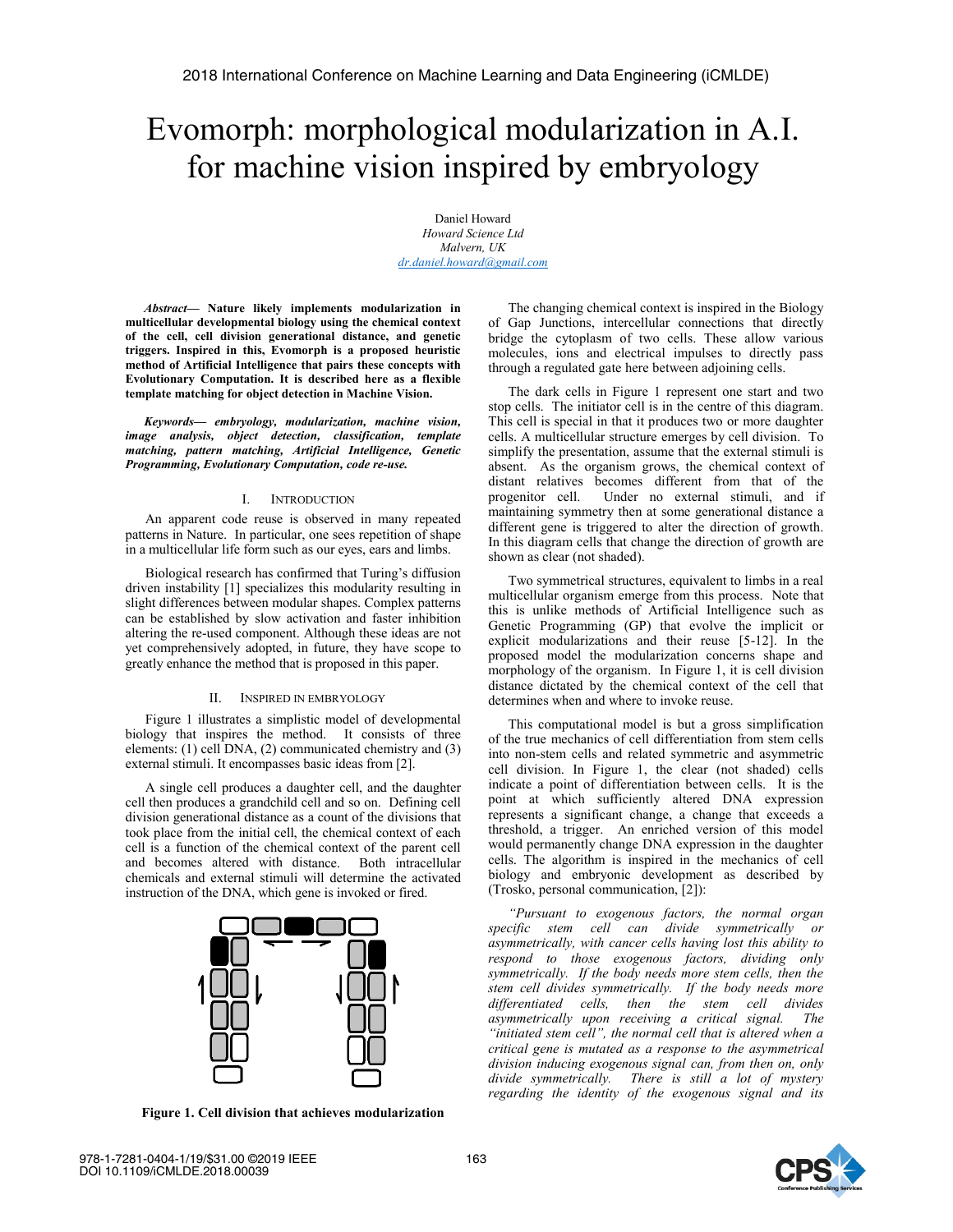# Evomorph: morphological modularization in A.I. for machine vision inspired by embryology

Daniel Howard
*Howard Science Ltd*
*Malvern, UK*
dr.daniel.howard@gmail.com

***Abstract*— Nature likely implements modularization in multicellular developmental biology using the chemical context of the cell, cell division generational distance, and genetic triggers. Inspired in this, Evomorph is a proposed heuristic method of Artificial Intelligence that pairs these concepts with Evolutionary Computation. It is described here as a flexible template matching for object detection in Machine Vision.**

***Keywords*— *embryology, modularization, machine vision, image analysis, object detection, classification, template matching, pattern matching, Artificial Intelligence, Genetic Programming, Evolutionary Computation, code re-use.***

## I. Introduction

An apparent code reuse is observed in many repeated patterns in Nature. In particular, one sees repetition of shape in a multicellular life form such as our eyes, ears and limbs.

Biological research has confirmed that Turing's diffusion driven instability [1] specializes this modularity resulting in slight differences between modular shapes. Complex patterns can be established by slow activation and faster inhibition altering the re-used component. Although these ideas are not yet comprehensively adopted, in future, they have scope to greatly enhance the method that is proposed in this paper.

## II. Inspired in Embryology

Figure 1 illustrates a simplistic model of developmental biology that inspires the method. It consists of three elements: (1) cell DNA, (2) communicated chemistry and (3) external stimuli. It encompasses basic ideas from [2].

A single cell produces a daughter cell, and the daughter cell then produces a grandchild cell and so on. Defining cell division generational distance as a count of the divisions that took place from the initial cell, the chemical context of each cell is a function of the chemical context of the parent cell and becomes altered with distance. Both intracellular chemicals and external stimuli will determine the activated instruction of the DNA, which gene is invoked or fired.

**Figure 1. Cell division that achieves modularization**

The changing chemical context is inspired in the Biology of Gap Junctions, intercellular connections that directly bridge the cytoplasm of two cells. These allow various molecules, ions and electrical impulses to directly pass through a regulated gate here between adjoining cells.

The dark cells in Figure 1 represent one start and two stop cells. The initiator cell is in the centre of this diagram. This cell is special in that it produces two or more daughter cells. A multicellular structure emerges by cell division. To simplify the presentation, assume that the external stimuli is absent. As the organism grows, the chemical context of distant relatives becomes different from that of the progenitor cell. Under no external stimuli, and if maintaining symmetry then at some generational distance a different gene is triggered to alter the direction of growth. In this diagram cells that change the direction of growth are shown as clear (not shaded).

Two symmetrical structures, equivalent to limbs in a real multicellular organism emerge from this process. Note that this is unlike methods of Artificial Intelligence such as Genetic Programming (GP) that evolve the implicit or explicit modularizations and their reuse [5-12]. In the proposed model the modularization concerns shape and morphology of the organism. In Figure 1, it is cell division distance dictated by the chemical context of the cell that determines when and where to invoke reuse.

This computational model is but a gross simplification of the true mechanics of cell differentiation from stem cells into non-stem cells and related symmetric and asymmetric cell division. In Figure 1, the clear (not shaded) cells indicate a point of differentiation between cells. It is the point at which sufficiently altered DNA expression represents a significant change, a change that exceeds a threshold, a trigger. An enriched version of this model would permanently change DNA expression in the daughter cells. The algorithm is inspired in the mechanics of cell biology and embryonic development as described by (Trosko, personal communication, [2]):

*"Pursuant to exogenous factors, the normal organ specific stem cell can divide symmetrically or asymmetrically, with cancer cells having lost this ability to respond to those exogenous factors, dividing only symmetrically. If the body needs more stem cells, then the stem cell divides symmetrically. If the body needs more differentiated cells, then the stem cell divides asymmetrically upon receiving a critical signal. The "initiated stem cell", the normal cell that is altered when a critical gene is mutated as a response to the asymmetrical division inducing exogenous signal can, from then on, only divide symmetrically. There is still a lot of mystery regarding the identity of the exogenous signal and its*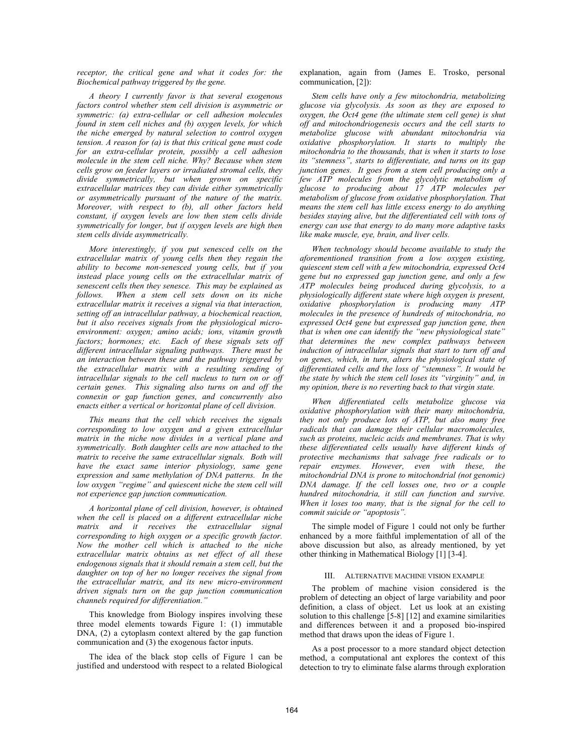*receptor, the critical gene and what it codes for: the Biochemical pathway triggered by the gene.*

*A theory I currently favor is that several exogenous factors control whether stem cell division is asymmetric or symmetric: (a) extra-cellular or cell adhesion molecules found in stem cell niches and (b) oxygen levels, for which the niche emerged by natural selection to control oxygen tension. A reason for (a) is that this critical gene must code for an extra-cellular protein, possibly a cell adhesion molecule in the stem cell niche. Why? Because when stem cells grow on feeder layers or irradiated stromal cells, they divide symmetrically, but when grown on specific extracellular matrices they can divide either symmetrically or asymmetrically pursuant of the nature of the matrix. Moreover, with respect to (b), all other factors held constant, if oxygen levels are low then stem cells divide symmetrically for longer, but if oxygen levels are high then stem cells divide asymmetrically.*

*More interestingly, if you put senesced cells on the extracellular matrix of young cells then they regain the ability to become non-senesced young cells, but if you instead place young cells on the extracellular matrix of senescent cells then they senesce. This may be explained as follows. When a stem cell sets down on its niche extracellular matrix it receives a signal via that interaction, setting off an intracellular pathway, a biochemical reaction, but it also receives signals from the physiological micro-environment: oxygen; amino acids; ions, vitamin growth factors; hormones; etc. Each of these signals sets off different intracellular signaling pathways. There must be an interaction between these and the pathway triggered by the extracellular matrix with a resulting sending of intracellular signals to the cell nucleus to turn on or off certain genes. This signaling also turns on and off the connexin or gap function genes, and concurrently also enacts either a vertical or horizontal plane of cell division.*

*This means that the cell which receives the signals corresponding to low oxygen and a given extracellular matrix in the niche now divides in a vertical plane and symmetrically. Both daughter cells are now attached to the matrix to receive the same extracellular signals. Both will have the exact same interior physiology, same gene expression and same methylation of DNA patterns. In the low oxygen "regime" and quiescent niche the stem cell will not experience gap junction communication.*

*A horizontal plane of cell division, however, is obtained when the cell is placed on a different extracellular niche matrix and it receives the extracellular signal corresponding to high oxygen or a specific growth factor. Now the mother cell which is attached to the niche extracellular matrix obtains as net effect of all these endogenous signals that it should remain a stem cell, but the daughter on top of her no longer receives the signal from the extracellular matrix, and its new micro-environment driven signals turn on the gap junction communication channels required for differentiation."*

This knowledge from Biology inspires involving these three model elements towards Figure 1: (1) immutable DNA, (2) a cytoplasm context altered by the gap function communication and (3) the exogenous factor inputs.

The idea of the black stop cells of Figure 1 can be justified and understood with respect to a related Biological explanation, again from (James E. Trosko, personal communication, [2]):

*Stem cells have only a few mitochondria, metabolizing glucose via glycolysis. As soon as they are exposed to oxygen, the Oct4 gene (the ultimate stem cell gene) is shut off and mitochondriogenesis occurs and the cell starts to metabolize glucose with abundant mitochondria via oxidative phosphorylation. It starts to multiply the mitochondria to the thousands, that is when it starts to lose its "stemness", starts to differentiate, and turns on its gap junction genes. It goes from a stem cell producing only a few ATP molecules from the glycolytic metabolism of glucose to producing about 17 ATP molecules per metabolism of glucose from oxidative phosphorylation. That means the stem cell has little excess energy to do anything besides staying alive, but the differentiated cell with tons of energy can use that energy to do many more adaptive tasks like make muscle, eye, brain, and liver cells.*

*When technology should become available to study the aforementioned transition from a low oxygen existing, quiescent stem cell with a few mitochondria, expressed Oct4 gene but no expressed gap junction gene, and only a few ATP molecules being produced during glycolysis, to a physiologically different state where high oxygen is present, oxidative phosphorylation is producing many ATP molecules in the presence of hundreds of mitochondria, no expressed Oct4 gene but expressed gap junction gene, then that is when one can identify the "new physiological state" that determines the new complex pathways between induction of intracellular signals that start to turn off and on genes, which, in turn, alters the physiological state of differentiated cells and the loss of "stemness". It would be the state by which the stem cell loses its "virginity" and, in my opinion, there is no reverting back to that virgin state.*

*When differentiated cells metabolize glucose via oxidative phosphorylation with their many mitochondria, they not only produce lots of ATP, but also many free radicals that can damage their cellular macromolecules, such as proteins, nucleic acids and membranes. That is why these differentiated cells usually have different kinds of protective mechanisms that salvage free radicals or to repair enzymes. However, even with these, the mitochondrial DNA is prone to mitochondrial (not genomic) DNA damage. If the cell losses one, two or a couple hundred mitochondria, it still can function and survive. When it loses too many, that is the signal for the cell to commit suicide or "apoptosis".*

The simple model of Figure 1 could not only be further enhanced by a more faithful implementation of all of the above discussion but also, as already mentioned, by yet other thinking in Mathematical Biology [1] [3-4].

## III. Alternative Machine Vision Example

The problem of machine vision considered is the problem of detecting an object of large variability and poor definition, a class of object. Let us look at an existing solution to this challenge [5-8] [12] and examine similarities and differences between it and a proposed bio-inspired method that draws upon the ideas of Figure 1.

As a post processor to a more standard object detection method, a computational ant explores the context of this detection to try to eliminate false alarms through exploration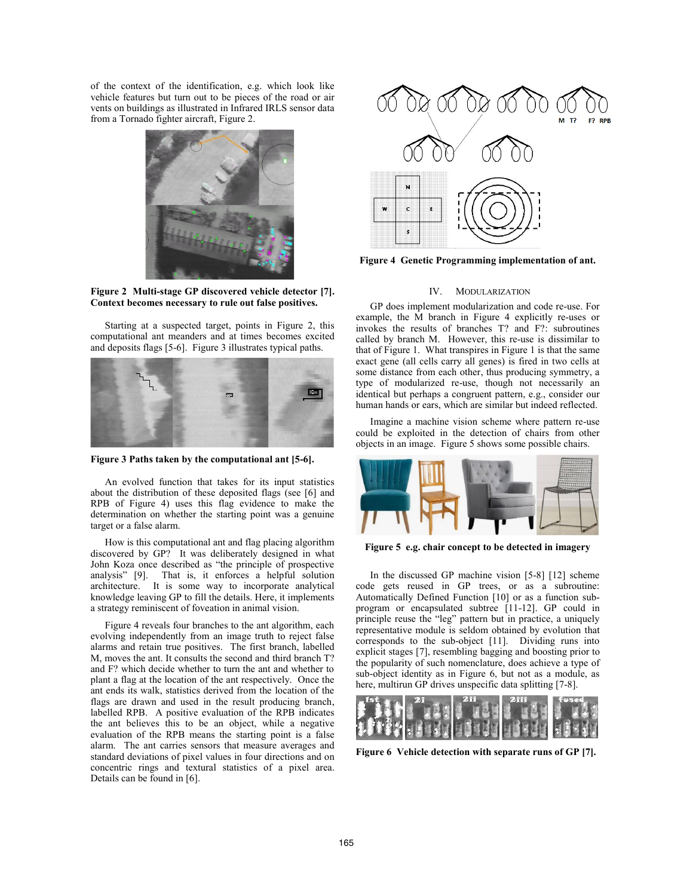of the context of the identification, e.g. which look like vehicle features but turn out to be pieces of the road or air vents on buildings as illustrated in Infrared IRLS sensor data from a Tornado fighter aircraft, Figure 2.

**Figure 2 Multi-stage GP discovered vehicle detector [7]. Context becomes necessary to rule out false positives.**

Starting at a suspected target, points in Figure 2, this computational ant meanders and at times becomes excited and deposits flags [5-6]. Figure 3 illustrates typical paths.

**Figure 3 Paths taken by the computational ant [5-6].**

An evolved function that takes for its input statistics about the distribution of these deposited flags (see [6] and RPB of Figure 4) uses this flag evidence to make the determination on whether the starting point was a genuine target or a false alarm.

How is this computational ant and flag placing algorithm discovered by GP? It was deliberately designed in what John Koza once described as "the principle of prospective analysis" [9]. That is, it enforces a helpful solution architecture. It is some way to incorporate analytical knowledge leaving GP to fill the details. Here, it implements a strategy reminiscent of foveation in animal vision.

Figure 4 reveals four branches to the ant algorithm, each evolving independently from an image truth to reject false alarms and retain true positives. The first branch, labelled M, moves the ant. It consults the second and third branch T? and F? which decide whether to turn the ant and whether to plant a flag at the location of the ant respectively. Once the ant ends its walk, statistics derived from the location of the flags are drawn and used in the result producing branch, labelled RPB. A positive evaluation of the RPB indicates the ant believes this to be an object, while a negative evaluation of the RPB means the starting point is a false alarm. The ant carries sensors that measure averages and standard deviations of pixel values in four directions and on concentric rings and textural statistics of a pixel area. Details can be found in [6].

**Figure 4 Genetic Programming implementation of ant.**

## IV. MODULARIZATION

GP does implement modularization and code re-use. For example, the M branch in Figure 4 explicitly re-uses or invokes the results of branches T? and F?: subroutines called by branch M. However, this re-use is dissimilar to that of Figure 1. What transpires in Figure 1 is that the same exact gene (all cells carry all genes) is fired in two cells at some distance from each other, thus producing symmetry, a type of modularized re-use, though not necessarily an identical but perhaps a congruent pattern, e.g., consider our human hands or ears, which are similar but indeed reflected.

Imagine a machine vision scheme where pattern re-use could be exploited in the detection of chairs from other objects in an image. Figure 5 shows some possible chairs.

**Figure 5 e.g. chair concept to be detected in imagery**

In the discussed GP machine vision [5-8] [12] scheme code gets reused in GP trees, or as a subroutine: Automatically Defined Function [10] or as a function sub-program or encapsulated subtree [11-12]. GP could in principle reuse the "leg" pattern but in practice, a uniquely representative module is seldom obtained by evolution that corresponds to the sub-object [11]. Dividing runs into explicit stages [7], resembling bagging and boosting prior to the popularity of such nomenclature, does achieve a type of sub-object identity as in Figure 6, but not as a module, as here, multirun GP drives unspecific data splitting [7-8].

**Figure 6 Vehicle detection with separate runs of GP [7].**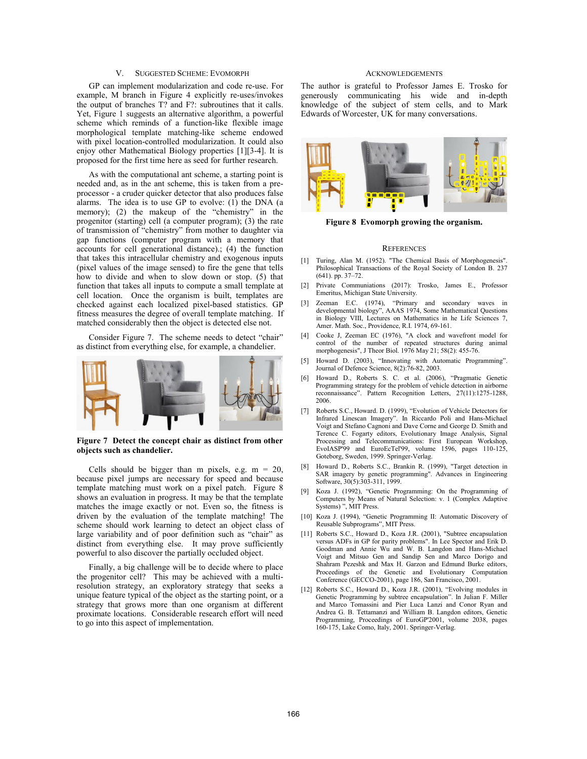## V. Suggested Scheme: Evomorph

GP can implement modularization and code re-use. For example, M branch in Figure 4 explicitly re-uses/invokes the output of branches T? and F?: subroutines that it calls. Yet, Figure 1 suggests an alternative algorithm, a powerful scheme which reminds of a function-like flexible image morphological template matching-like scheme endowed with pixel location-controlled modularization. It could also enjoy other Mathematical Biology properties [1][3-4]. It is proposed for the first time here as seed for further research.

As with the computational ant scheme, a starting point is needed and, as in the ant scheme, this is taken from a pre-processor - a cruder quicker detector that also produces false alarms. The idea is to use GP to evolve: (1) the DNA (a memory); (2) the makeup of the "chemistry" in the progenitor (starting) cell (a computer program); (3) the rate of transmission of "chemistry" from mother to daughter via gap functions (computer program with a memory that accounts for cell generational distance).; (4) the function that takes this intracellular chemistry and exogenous inputs (pixel values of the image sensed) to fire the gene that tells how to divide and when to slow down or stop. (5) that function that takes all inputs to compute a small template at cell location. Once the organism is built, templates are checked against each localized pixel-based statistics. GP fitness measures the degree of overall template matching. If matched considerably then the object is detected else not.

Consider Figure 7. The scheme needs to detect "chair" as distinct from everything else, for example, a chandelier.

**Figure 7 Detect the concept chair as distinct from other objects such as chandelier.**

Cells should be bigger than m pixels, e.g. m = 20, because pixel jumps are necessary for speed and because template matching must work on a pixel patch. Figure 8 shows an evaluation in progress. It may be that the template matches the image exactly or not. Even so, the fitness is driven by the evaluation of the template matching! The scheme should work learning to detect an object class of large variability and of poor definition such as "chair" as distinct from everything else. It may prove sufficiently powerful to also discover the partially occluded object.

Finally, a big challenge will be to decide where to place the progenitor cell? This may be achieved with a multi-resolution strategy, an exploratory strategy that seeks a unique feature typical of the object as the starting point, or a strategy that grows more than one organism at different proximate locations. Considerable research effort will need to go into this aspect of implementation.

## Acknowledgements

The author is grateful to Professor James E. Trosko for generously communicating his wide and in-depth knowledge of the subject of stem cells, and to Mark Edwards of Worcester, UK for many conversations.

**Figure 8 Evomorph growing the organism.**

## References

[1] Turing, Alan M. (1952). "The Chemical Basis of Morphogenesis". Philosophical Transactions of the Royal Society of London B. 237 (641). pp. 37–72.

[2] Private Communications (2017): Trosko, James E., Professor Emeritus, Michigan State University.

[3] Zeeman E.C. (1974), "Primary and secondary waves in developmental biology", AAAS 1974, Some Mathematical Questions in Biology VIII, Lectures on Mathematics in he Life Sciences 7, Amer. Math. Soc., Providence, R.I. 1974, 69-161.

[4] Cooke J, Zeeman EC (1976), "A clock and wavefront model for control of the number of repeated structures during animal morphogenesis", J Theor Biol. 1976 May 21; 58(2): 455-76.

[5] Howard D. (2003), "Innovating with Automatic Programming". Journal of Defence Science, 8(2):76-82, 2003.

[6] Howard D., Roberts S. C. et al. (2006), "Pragmatic Genetic Programming strategy for the problem of vehicle detection in airborne reconnaissance". Pattern Recognition Letters, 27(11):1275-1288, 2006.

[7] Roberts S.C., Howard. D. (1999), "Evolution of Vehicle Detectors for Infrared Linescan Imagery". In Riccardo Poli and Hans-Michael Voigt and Stefano Cagnoni and Dave Corne and George D. Smith and Terence C. Fogarty editors, Evolutionary Image Analysis, Signal Processing and Telecommunications: First European Workshop, EvoIASP'99 and EuroEcTel'99, volume 1596, pages 110-125, Goteborg, Sweden, 1999. Springer-Verlag.

[8] Howard D., Roberts S.C., Brankin R. (1999), "Target detection in SAR imagery by genetic programming". Advances in Engineering Software, 30(5):303-311, 1999.

[9] Koza J. (1992), "Genetic Programming: On the Programming of Computers by Means of Natural Selection: v. 1 (Complex Adaptive Systems) ", MIT Press.

[10] Koza J. (1994), "Genetic Programming II: Automatic Discovery of Reusable Subprograms", MIT Press.

[11] Roberts S.C., Howard D., Koza J.R. (2001), "Subtree encapsulation versus ADFs in GP for parity problems". In Lee Spector and Erik D. Goodman and Annie Wu and W. B. Langdon and Hans-Michael Voigt and Mitsuo Gen and Sandip Sen and Marco Dorigo and Shahram Pezeshk and Max H. Garzon and Edmund Burke editors, Proceedings of the Genetic and Evolutionary Computation Conference (GECCO-2001), page 186, San Francisco, 2001.

[12] Roberts S.C., Howard D., Koza J.R. (2001), "Evolving modules in Genetic Programming by subtree encapsulation". In Julian F. Miller and Marco Tomassini and Pier Luca Lanzi and Conor Ryan and Andrea G. B. Tettamanzi and William B. Langdon editors, Genetic Programming, Proceedings of EuroGP'2001, volume 2038, pages 160-175, Lake Como, Italy, 2001. Springer-Verlag.